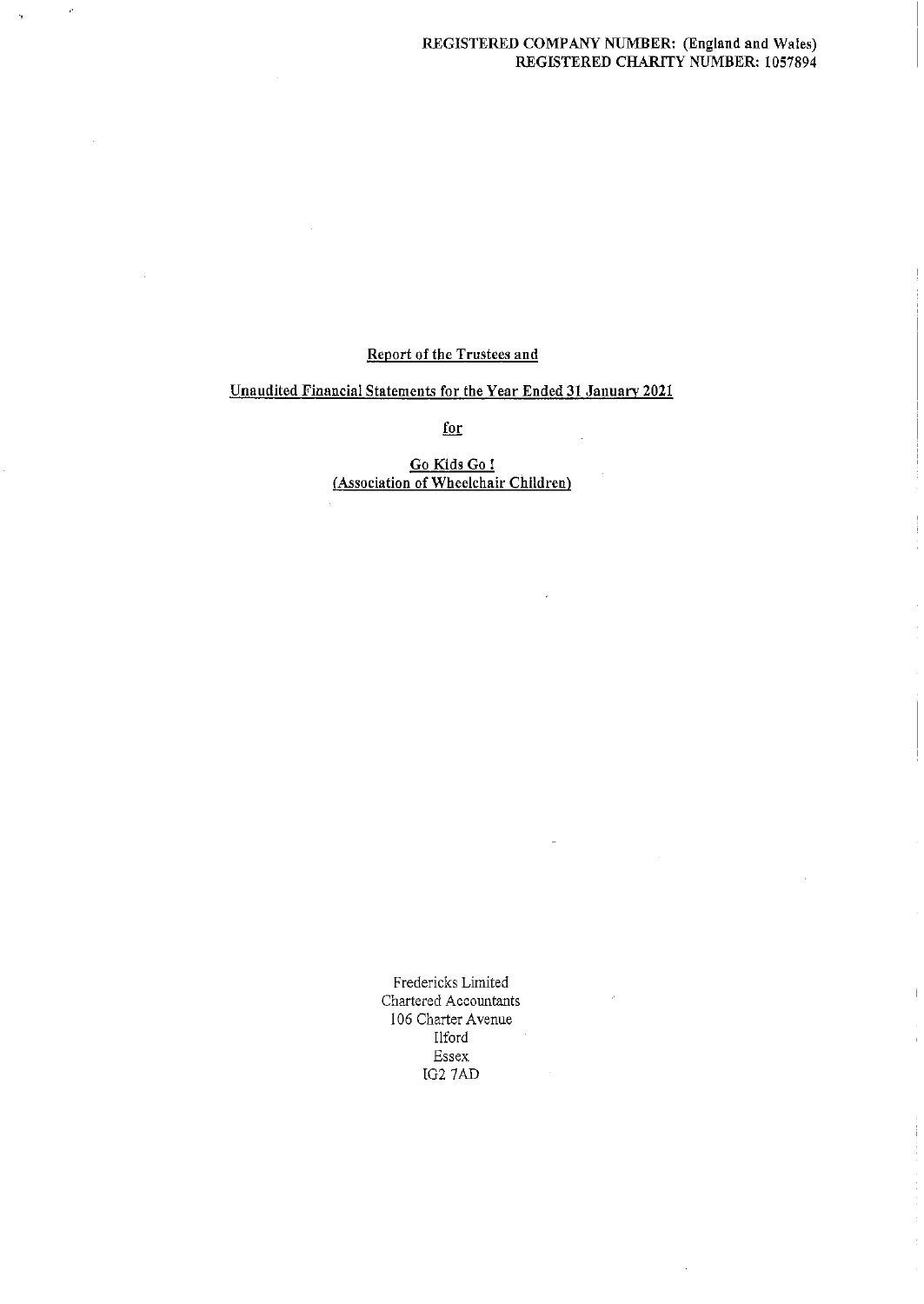REGISTERED COMPANY NUMBER: (England and Wales)
REGISTERED CHARITY NUMBER: 1057894

# Report of the Trustees and

## Unaudited Financial Statements for the Year Ended 31 January 2021

for

## Go Kids Go !
## (Association of Wheelchair Children)

Fredericks Limited
Chartered Accountants
106 Charter Avenue
Ilford
Essex
IG2 7AD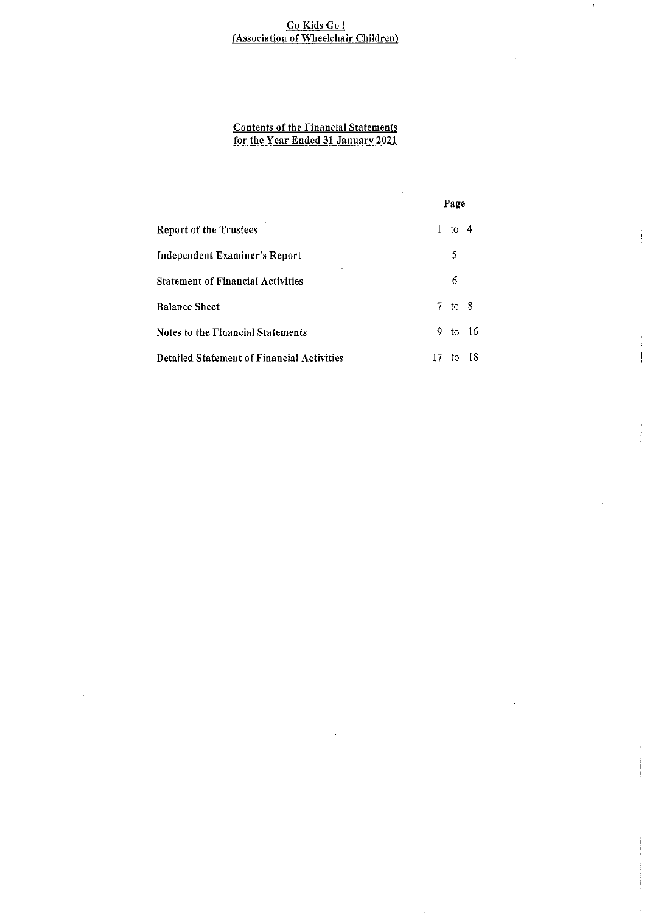Go Kids Go !
(Association of Wheelchair Children)

Contents of the Financial Statements
for the Year Ended 31 January 2021

| | Page |
|---|---|
| Report of the Trustees | 1 to 4 |
| Independent Examiner's Report | 5 |
| Statement of Financial Activities | 6 |
| Balance Sheet | 7 to 8 |
| Notes to the Financial Statements | 9 to 16 |
| Detailed Statement of Financial Activities | 17 to 18 |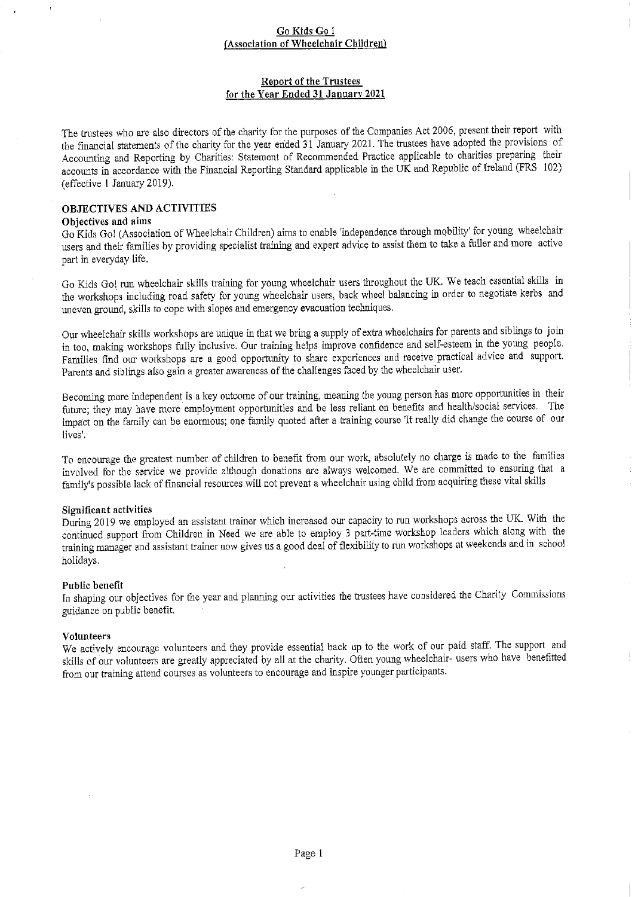# Go Kids Go !
## (Association of Wheelchair Children)

## Report of the Trustees
## for the Year Ended 31 January 2021

The trustees who are also directors of the charity for the purposes of the Companies Act 2006, present their report with the financial statements of the charity for the year ended 31 January 2021. The trustees have adopted the provisions of Accounting and Reporting by Charities: Statement of Recommended Practice applicable to charities preparing their accounts in accordance with the Financial Reporting Standard applicable in the UK and Republic of Ireland (FRS 102) (effective 1 January 2019).

### OBJECTIVES AND ACTIVITIES

**Objectives and aims**

Go Kids Go! (Association of Wheelchair Children) aims to enable 'independence through mobility' for young wheelchair users and their families by providing specialist training and expert advice to assist them to take a fuller and more active part in everyday life.

Go Kids Go! run wheelchair skills training for young wheelchair users throughout the UK. We teach essential skills in the workshops including road safety for young wheelchair users, back wheel balancing in order to negotiate kerbs and uneven ground, skills to cope with slopes and emergency evacuation techniques.

Our wheelchair skills workshops are unique in that we bring a supply of extra wheelchairs for parents and siblings to join in too, making workshops fully inclusive. Our training helps improve confidence and self-esteem in the young people. Families find our workshops are a good opportunity to share experiences and receive practical advice and support. Parents and siblings also gain a greater awareness of the challenges faced by the wheelchair user.

Becoming more independent is a key outcome of our training, meaning the young person has more opportunities in their future; they may have more employment opportunities and be less reliant on benefits and health/social services. The impact on the family can be enormous; one family quoted after a training course 'It really did change the course of our lives'.

To encourage the greatest number of children to benefit from our work, absolutely no charge is made to the families involved for the service we provide although donations are always welcomed. We are committed to ensuring that a family's possible lack of financial resources will not prevent a wheelchair using child from acquiring these vital skills

**Significant activities**

During 2019 we employed an assistant trainer which increased our capacity to run workshops across the UK. With the continued support from Children in Need we are able to employ 3 part-time workshop leaders which along with the training manager and assistant trainer now gives us a good deal of flexibility to run workshops at weekends and in school holidays.

**Public benefit**

In shaping our objectives for the year and planning our activities the trustees have considered the Charity Commissions guidance on public benefit.

**Volunteers**

We actively encourage volunteers and they provide essential back up to the work of our paid staff. The support and skills of our volunteers are greatly appreciated by all at the charity. Often young wheelchair- users who have benefitted from our training attend courses as volunteers to encourage and inspire younger participants.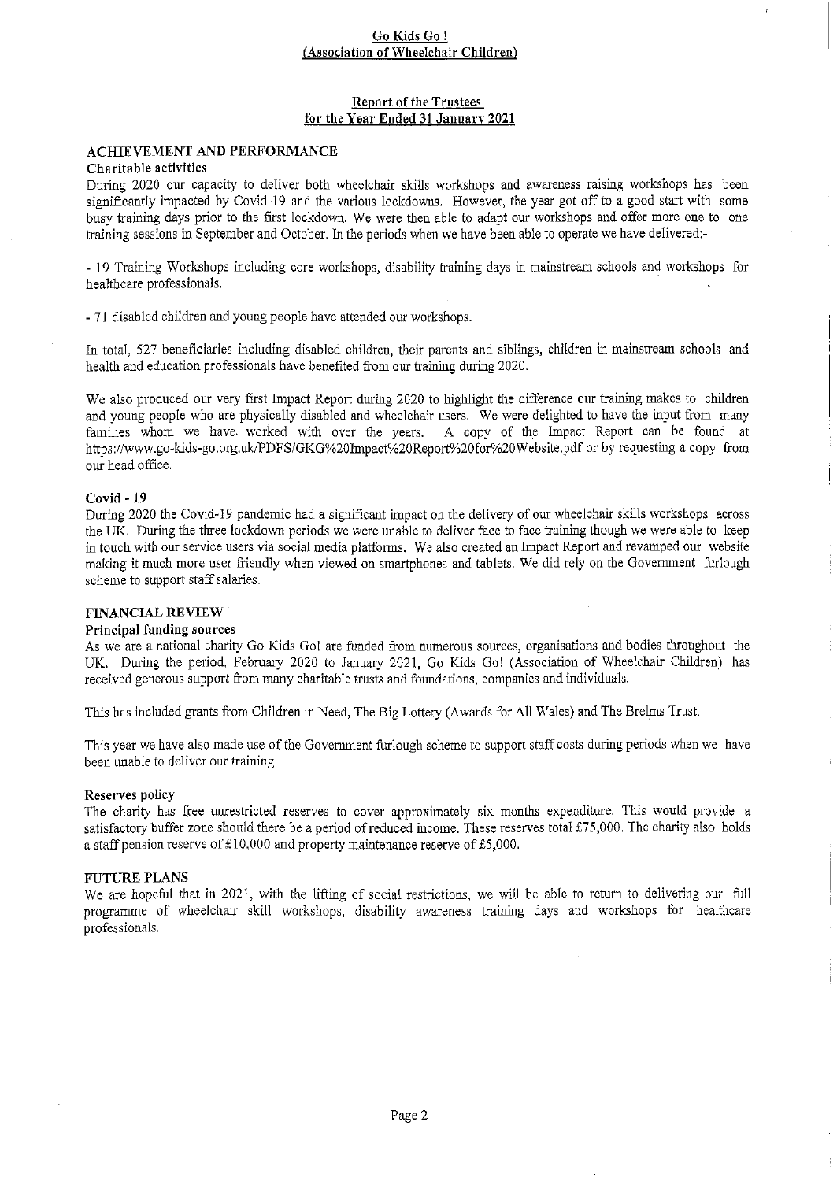**Go Kids Go !**
**(Association of Wheelchair Children)**

**Report of the Trustees**
**for the Year Ended 31 January 2021**

## ACHIEVEMENT AND PERFORMANCE

### Charitable activities

During 2020 our capacity to deliver both wheelchair skills workshops and awareness raising workshops has been significantly impacted by Covid-19 and the various lockdowns. However, the year got off to a good start with some busy training days prior to the first lockdown. We were then able to adapt our workshops and offer more one to one training sessions in September and October. In the periods when we have been able to operate we have delivered:-

- 19 Training Workshops including core workshops, disability training days in mainstream schools and workshops for healthcare professionals.

- 71 disabled children and young people have attended our workshops.

In total, 527 beneficiaries including disabled children, their parents and siblings, children in mainstream schools and health and education professionals have benefited from our training during 2020.

We also produced our very first Impact Report during 2020 to highlight the difference our training makes to children and young people who are physically disabled and wheelchair users. We were delighted to have the input from many families whom we have worked with over the years. A copy of the Impact Report can be found at https://www.go-kids-go.org.uk/PDFS/GKG%20Impact%20Report%20for%20Website.pdf or by requesting a copy from our head office.

### Covid - 19

During 2020 the Covid-19 pandemic had a significant impact on the delivery of our wheelchair skills workshops across the UK. During the three lockdown periods we were unable to deliver face to face training though we were able to keep in touch with our service users via social media platforms. We also created an Impact Report and revamped our website making it much more user friendly when viewed on smartphones and tablets. We did rely on the Government furlough scheme to support staff salaries.

## FINANCIAL REVIEW

### Principal funding sources

As we are a national charity Go Kids Go! are funded from numerous sources, organisations and bodies throughout the UK. During the period, February 2020 to January 2021, Go Kids Go! (Association of Wheelchair Children) has received generous support from many charitable trusts and foundations, companies and individuals.

This has included grants from Children in Need, The Big Lottery (Awards for All Wales) and The Brelms Trust.

This year we have also made use of the Government furlough scheme to support staff costs during periods when we have been unable to deliver our training.

### Reserves policy

The charity has free unrestricted reserves to cover approximately six months expenditure. This would provide a satisfactory buffer zone should there be a period of reduced income. These reserves total £75,000. The charity also holds a staff pension reserve of £10,000 and property maintenance reserve of £5,000.

## FUTURE PLANS

We are hopeful that in 2021, with the lifting of social restrictions, we will be able to return to delivering our full programme of wheelchair skill workshops, disability awareness training days and workshops for healthcare professionals.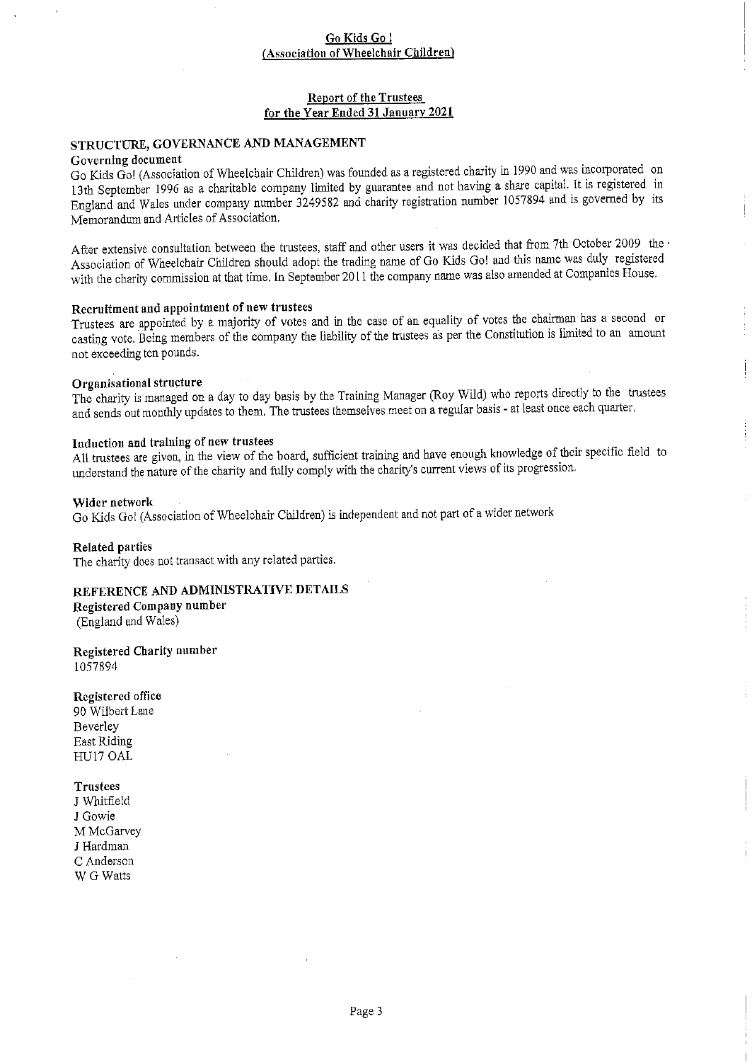**Go Kids Go !**
**(Association of Wheelchair Children)**

**Report of the Trustees**
**for the Year Ended 31 January 2021**

## STRUCTURE, GOVERNANCE AND MANAGEMENT

### Governing document

Go Kids Go! (Association of Wheelchair Children) was founded as a registered charity in 1990 and was incorporated on 13th September 1996 as a charitable company limited by guarantee and not having a share capital. It is registered in England and Wales under company number 3249582 and charity registration number 1057894 and is governed by its Memorandum and Articles of Association.

After extensive consultation between the trustees, staff and other users it was decided that from 7th October 2009 the Association of Wheelchair Children should adopt the trading name of Go Kids Go! and this name was duly registered with the charity commission at that time. In September 2011 the company name was also amended at Companies House.

### Recruitment and appointment of new trustees

Trustees are appointed by a majority of votes and in the case of an equality of votes the chairman has a second or casting vote. Being members of the company the liability of the trustees as per the Constitution is limited to an amount not exceeding ten pounds.

### Organisational structure

The charity is managed on a day to day basis by the Training Manager (Roy Wild) who reports directly to the trustees and sends out monthly updates to them. The trustees themselves meet on a regular basis - at least once each quarter.

### Induction and training of new trustees

All trustees are given, in the view of the board, sufficient training and have enough knowledge of their specific field to understand the nature of the charity and fully comply with the charity's current views of its progression.

### Wider network

Go Kids Go! (Association of Wheelchair Children) is independent and not part of a wider network

### Related parties

The charity does not transact with any related parties.

## REFERENCE AND ADMINISTRATIVE DETAILS

### Registered Company number

(England and Wales)

### Registered Charity number

1057894

### Registered office

90 Wilbert Lane
Beverley
East Riding
HU17 OAL

### Trustees

J Whitfield
J Gowie
M McGarvey
J Hardman
C Anderson
W G Watts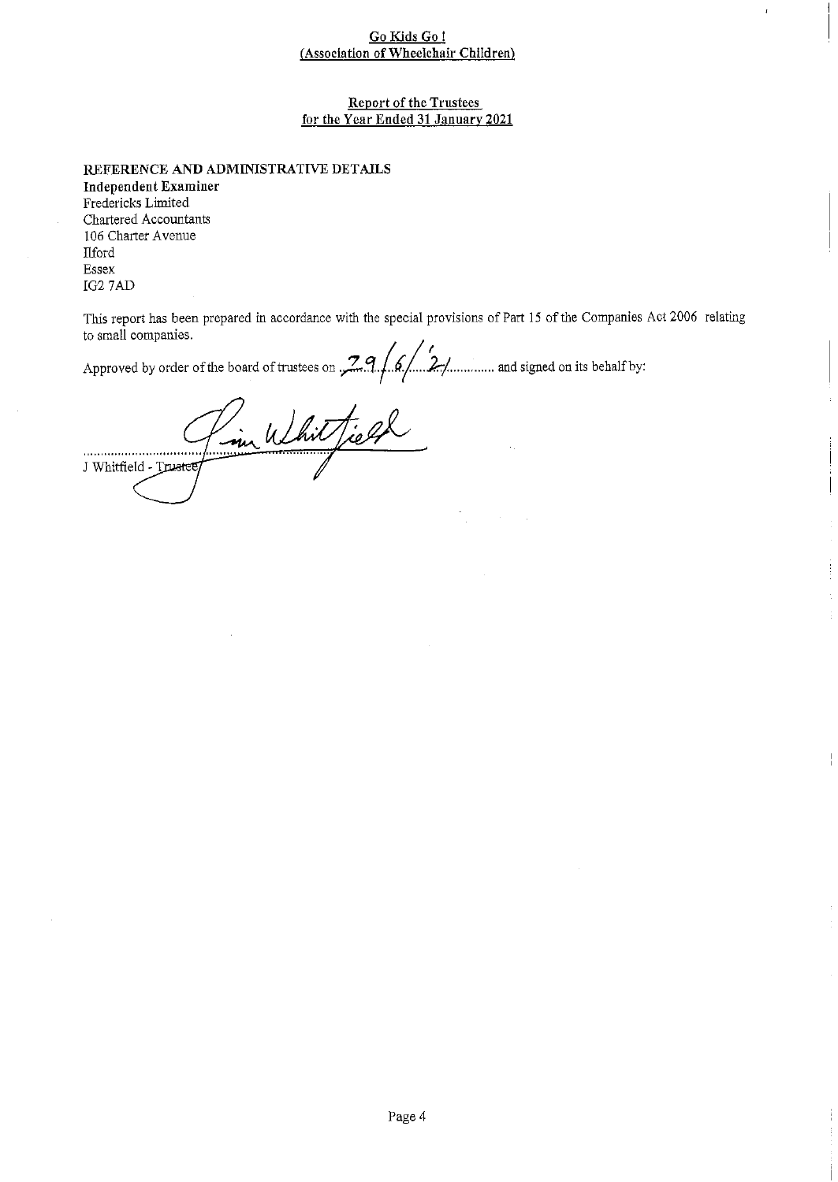**Go Kids Go !**
**(Association of Wheelchair Children)**

**Report of the Trustees**
**for the Year Ended 31 January 2021**

**REFERENCE AND ADMINISTRATIVE DETAILS**

**Independent Examiner**
Fredericks Limited
Chartered Accountants
106 Charter Avenue
Ilford
Essex
IG2 7AD

This report has been prepared in accordance with the special provisions of Part 15 of the Companies Act 2006 relating to small companies.

Approved by order of the board of trustees on 29/6/21 and signed on its behalf by:

J Whitfield - Trustee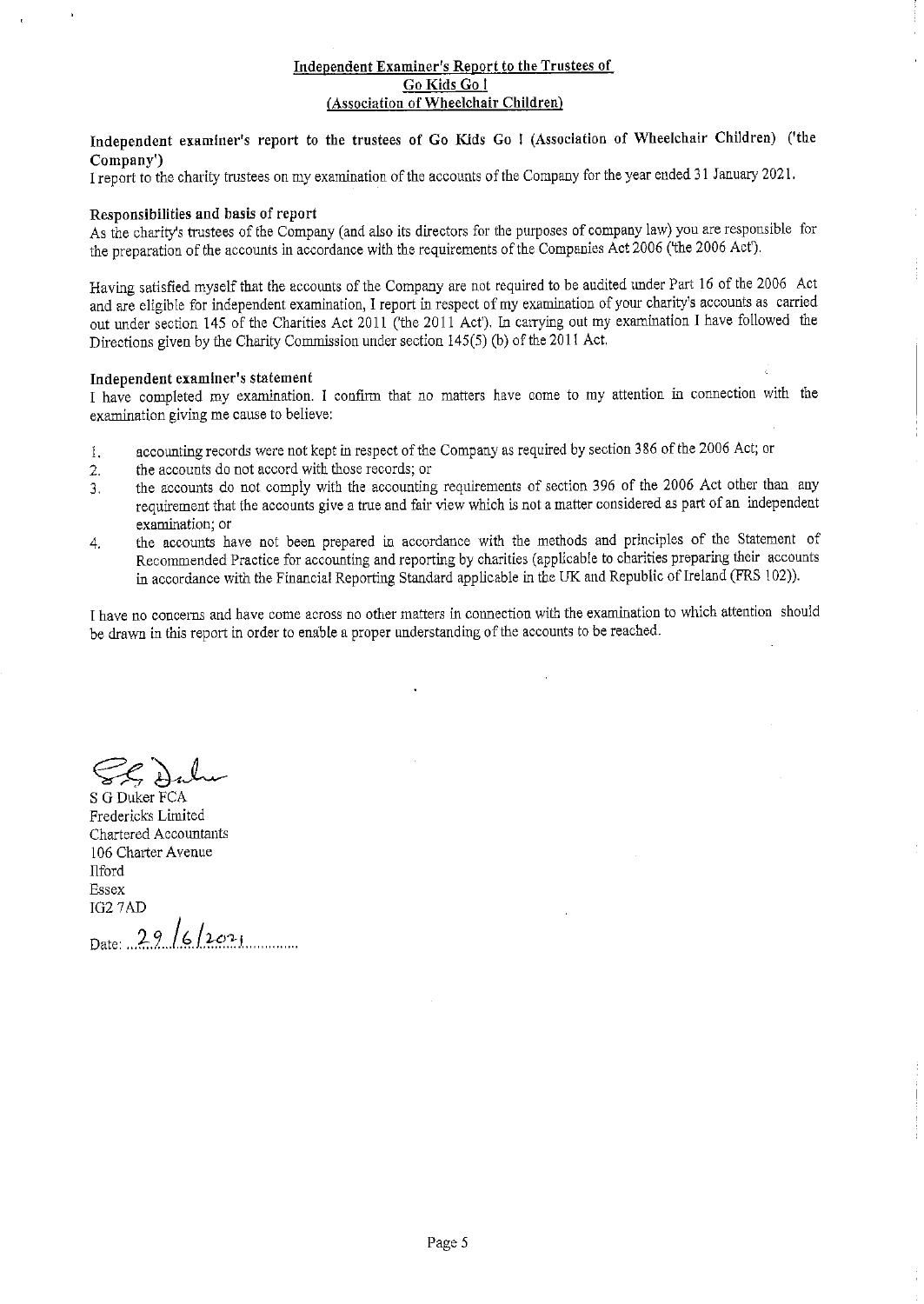# Independent Examiner's Report to the Trustees of
# Go Kids Go !
# (Association of Wheelchair Children)

**Independent examiner's report to the trustees of Go Kids Go ! (Association of Wheelchair Children) ('the Company')**

I report to the charity trustees on my examination of the accounts of the Company for the year ended 31 January 2021.

**Responsibilities and basis of report**

As the charity's trustees of the Company (and also its directors for the purposes of company law) you are responsible for the preparation of the accounts in accordance with the requirements of the Companies Act 2006 ('the 2006 Act').

Having satisfied myself that the accounts of the Company are not required to be audited under Part 16 of the 2006 Act and are eligible for independent examination, I report in respect of my examination of your charity's accounts as carried out under section 145 of the Charities Act 2011 ('the 2011 Act'). In carrying out my examination I have followed the Directions given by the Charity Commission under section 145(5) (b) of the 2011 Act.

**Independent examiner's statement**

I have completed my examination. I confirm that no matters have come to my attention in connection with the examination giving me cause to believe:

1. accounting records were not kept in respect of the Company as required by section 386 of the 2006 Act; or
2. the accounts do not accord with those records; or
3. the accounts do not comply with the accounting requirements of section 396 of the 2006 Act other than any requirement that the accounts give a true and fair view which is not a matter considered as part of an independent examination; or
4. the accounts have not been prepared in accordance with the methods and principles of the Statement of Recommended Practice for accounting and reporting by charities (applicable to charities preparing their accounts in accordance with the Financial Reporting Standard applicable in the UK and Republic of Ireland (FRS 102)).

I have no concerns and have come across no other matters in connection with the examination to which attention should be drawn in this report in order to enable a proper understanding of the accounts to be reached.

S G Duker FCA
Fredericks Limited
Chartered Accountants
106 Charter Avenue
Ilford
Essex
IG2 7AD

Date: 29/6/2021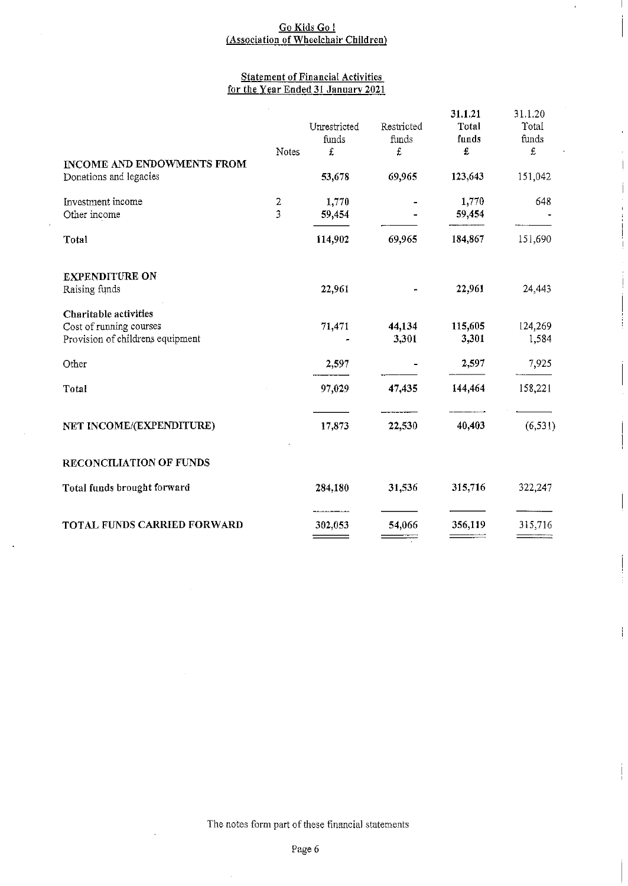## Go Kids Go !
## (Association of Wheelchair Children)

### Statement of Financial Activities for the Year Ended 31 January 2021

| | Notes | Unrestricted funds £ | Restricted funds £ | 31.1.21 Total funds £ | 31.1.20 Total funds £ |
|---|---|---|---|---|---|
| **INCOME AND ENDOWMENTS FROM** | | | | | |
| Donations and legacies | | 53,678 | 69,965 | 123,643 | 151,042 |
| Investment income | 2 | 1,770 | - | 1,770 | 648 |
| Other income | 3 | 59,454 | - | 59,454 | - |
| **Total** | | 114,902 | 69,965 | 184,867 | 151,690 |
| **EXPENDITURE ON** | | | | | |
| Raising funds | | 22,961 | - | 22,961 | 24,443 |
| **Charitable activities** | | | | | |
| Cost of running courses | | 71,471 | 44,134 | 115,605 | 124,269 |
| Provision of childrens equipment | | - | 3,301 | 3,301 | 1,584 |
| Other | | 2,597 | - | 2,597 | 7,925 |
| **Total** | | 97,029 | 47,435 | 144,464 | 158,221 |
| **NET INCOME/(EXPENDITURE)** | | 17,873 | 22,530 | 40,403 | (6,531) |
| **RECONCILIATION OF FUNDS** | | | | | |
| **Total funds brought forward** | | 284,180 | 31,536 | 315,716 | 322,247 |
| **TOTAL FUNDS CARRIED FORWARD** | | 302,053 | 54,066 | 356,119 | 315,716 |

The notes form part of these financial statements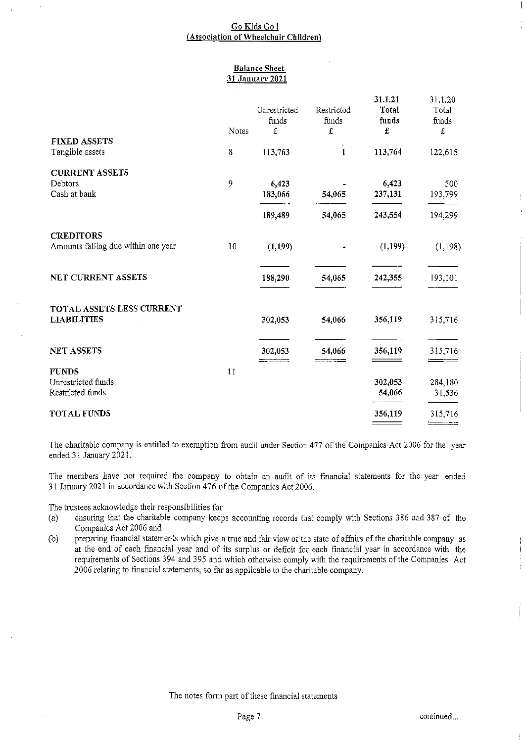# Go Kids Go !
## (Association of Wheelchair Children)

## Balance Sheet
## 31 January 2021

| | Notes | Unrestricted funds £ | Restricted funds £ | 31.1.21 Total funds £ | 31.1.20 Total funds £ |
|---|---|---|---|---|---|
| **FIXED ASSETS** | | | | | |
| Tangible assets | 8 | 113,763 | 1 | 113,764 | 122,615 |
| **CURRENT ASSETS** | | | | | |
| Debtors | 9 | 6,423 | - | 6,423 | 500 |
| Cash at bank | | 183,066 | 54,065 | 237,131 | 193,799 |
| | | 189,489 | 54,065 | 243,554 | 194,299 |
| **CREDITORS** | | | | | |
| Amounts falling due within one year | 10 | (1,199) | - | (1,199) | (1,198) |
| **NET CURRENT ASSETS** | | 188,290 | 54,065 | 242,355 | 193,101 |
| **TOTAL ASSETS LESS CURRENT LIABILITIES** | | 302,053 | 54,066 | 356,119 | 315,716 |
| **NET ASSETS** | | 302,053 | 54,066 | 356,119 | 315,716 |
| **FUNDS** | 11 | | | | |
| Unrestricted funds | | | | 302,053 | 284,180 |
| Restricted funds | | | | 54,066 | 31,536 |
| **TOTAL FUNDS** | | | | 356,119 | 315,716 |

The charitable company is entitled to exemption from audit under Section 477 of the Companies Act 2006 for the year ended 31 January 2021.

The members have not required the company to obtain an audit of its financial statements for the year ended 31 January 2021 in accordance with Section 476 of the Companies Act 2006.

The trustees acknowledge their responsibilities for

(a) ensuring that the charitable company keeps accounting records that comply with Sections 386 and 387 of the Companies Act 2006 and

(b) preparing financial statements which give a true and fair view of the state of affairs of the charitable company as at the end of each financial year and of its surplus or deficit for each financial year in accordance with the requirements of Sections 394 and 395 and which otherwise comply with the requirements of the Companies Act 2006 relating to financial statements, so far as applicable to the charitable company.

The notes form part of these financial statements

continued...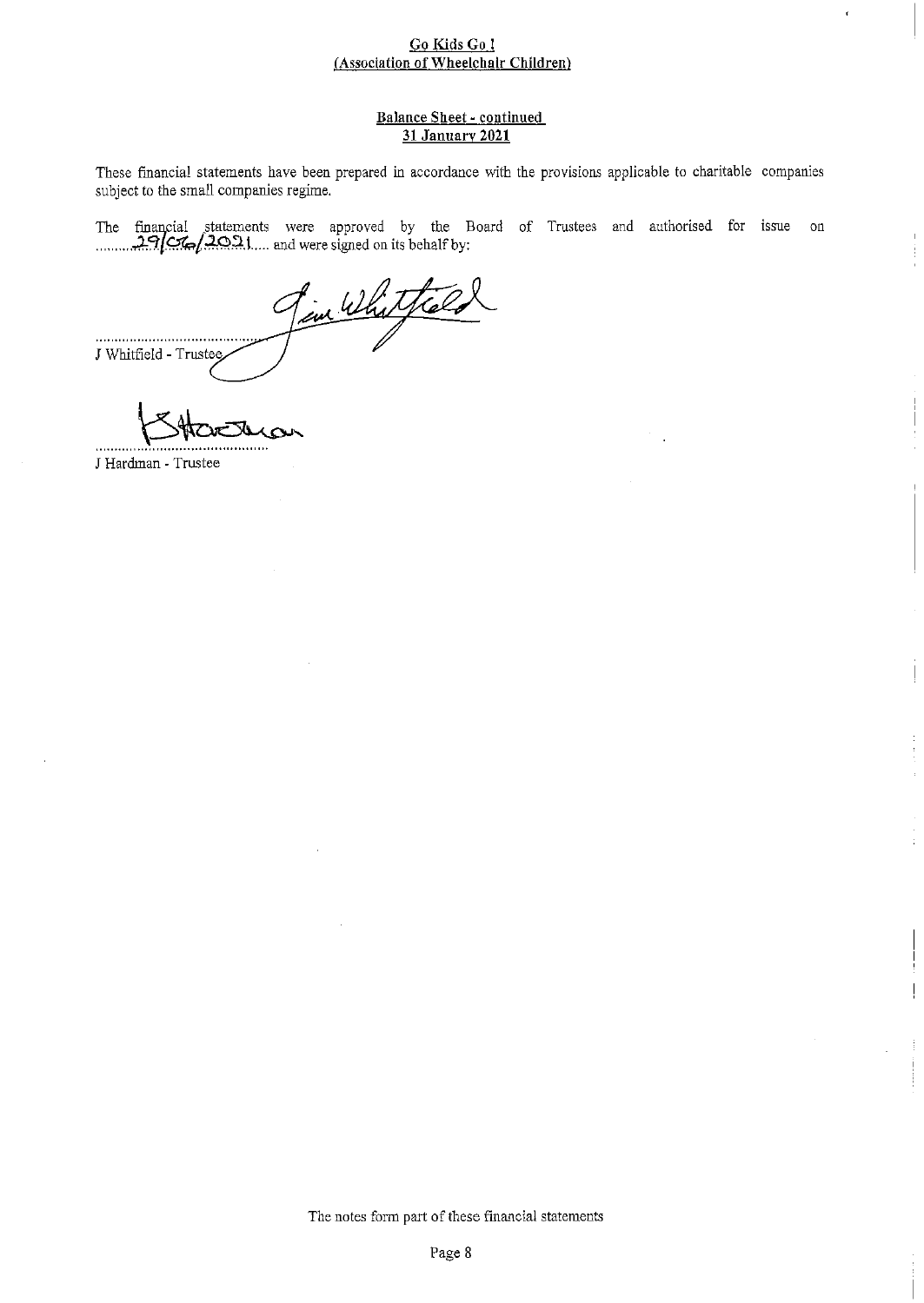**Go Kids Go !**
**(Association of Wheelchair Children)**

**Balance Sheet - continued**
**31 January 2021**

These financial statements have been prepared in accordance with the provisions applicable to charitable companies subject to the small companies regime.

The financial statements were approved by the Board of Trustees and authorised for issue on ..........29/06/2021..... and were signed on its behalf by:

.............................................
J Whitfield - Trustee

.............................................
J Hardman - Trustee

The notes form part of these financial statements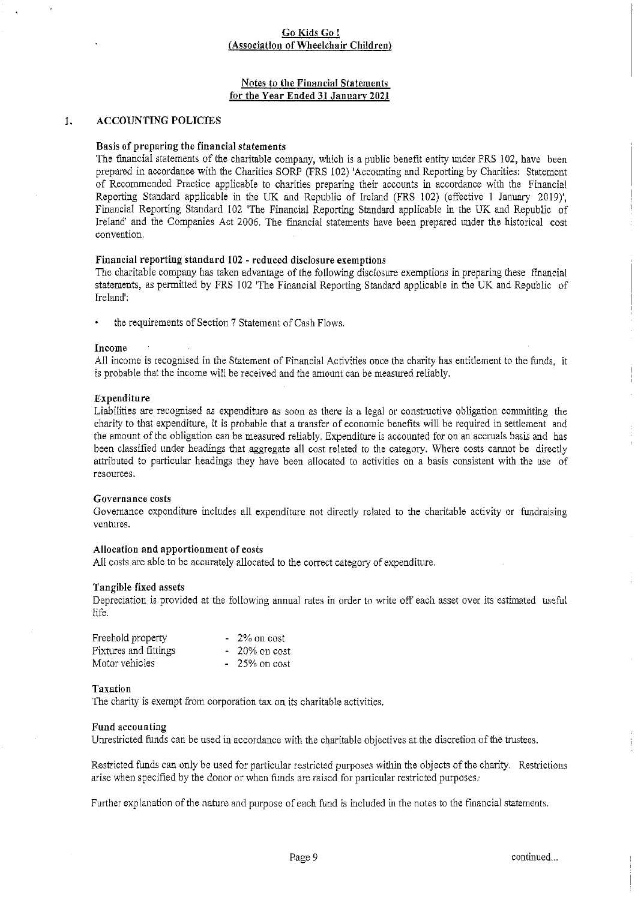# Go Kids Go !
## (Association of Wheelchair Children)

### Notes to the Financial Statements for the Year Ended 31 January 2021

## 1. ACCOUNTING POLICIES

**Basis of preparing the financial statements**

The financial statements of the charitable company, which is a public benefit entity under FRS 102, have been prepared in accordance with the Charities SORP (FRS 102) 'Accounting and Reporting by Charities: Statement of Recommended Practice applicable to charities preparing their accounts in accordance with the Financial Reporting Standard applicable in the UK and Republic of Ireland (FRS 102) (effective 1 January 2019)', Financial Reporting Standard 102 'The Financial Reporting Standard applicable in the UK and Republic of Ireland' and the Companies Act 2006. The financial statements have been prepared under the historical cost convention.

**Financial reporting standard 102 - reduced disclosure exemptions**

The charitable company has taken advantage of the following disclosure exemptions in preparing these financial statements, as permitted by FRS 102 'The Financial Reporting Standard applicable in the UK and Republic of Ireland':

- the requirements of Section 7 Statement of Cash Flows.

**Income**

All income is recognised in the Statement of Financial Activities once the charity has entitlement to the funds, it is probable that the income will be received and the amount can be measured reliably.

**Expenditure**

Liabilities are recognised as expenditure as soon as there is a legal or constructive obligation committing the charity to that expenditure, it is probable that a transfer of economic benefits will be required in settlement and the amount of the obligation can be measured reliably. Expenditure is accounted for on an accruals basis and has been classified under headings that aggregate all cost related to the category. Where costs cannot be directly attributed to particular headings they have been allocated to activities on a basis consistent with the use of resources.

**Governance costs**

Governance expenditure includes all expenditure not directly related to the charitable activity or fundraising ventures.

**Allocation and apportionment of costs**

All costs are able to be accurately allocated to the correct category of expenditure.

**Tangible fixed assets**

Depreciation is provided at the following annual rates in order to write off each asset over its estimated useful life.

| | |
|---|---|
| Freehold property | - 2% on cost |
| Fixtures and fittings | - 20% on cost |
| Motor vehicles | - 25% on cost |

**Taxation**

The charity is exempt from corporation tax on its charitable activities.

**Fund accounting**

Unrestricted funds can be used in accordance with the charitable objectives at the discretion of the trustees.

Restricted funds can only be used for particular restricted purposes within the objects of the charity. Restrictions arise when specified by the donor or when funds are raised for particular restricted purposes.

Further explanation of the nature and purpose of each fund is included in the notes to the financial statements.

continued...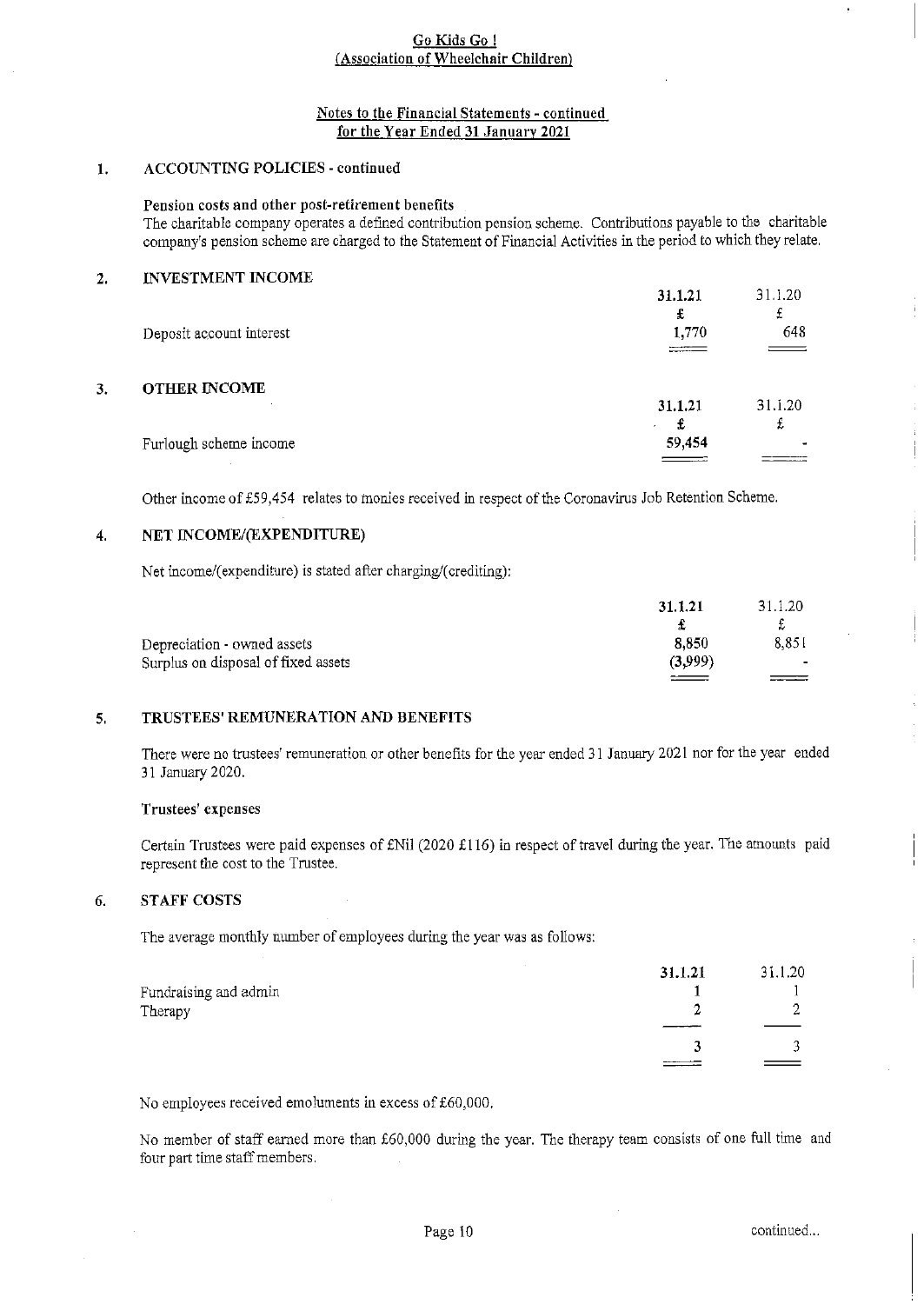# Go Kids Go !
## (Association of Wheelchair Children)

## Notes to the Financial Statements - continued for the Year Ended 31 January 2021

### 1. ACCOUNTING POLICIES - continued

**Pension costs and other post-retirement benefits**

The charitable company operates a defined contribution pension scheme. Contributions payable to the charitable company's pension scheme are charged to the Statement of Financial Activities in the period to which they relate.

### 2. INVESTMENT INCOME

| | 31.1.21 | 31.1.20 |
|---|---|---|
| | £ | £ |
| Deposit account interest | 1,770 | 648 |

### 3. OTHER INCOME

| | 31.1.21 | 31.1.20 |
|---|---|---|
| | £ | £ |
| Furlough scheme income | 59,454 | - |

Other income of £59,454 relates to monies received in respect of the Coronavirus Job Retention Scheme.

### 4. NET INCOME/(EXPENDITURE)

Net income/(expenditure) is stated after charging/(crediting):

| | 31.1.21 | 31.1.20 |
|---|---|---|
| | £ | £ |
| Depreciation - owned assets | 8,850 | 8,851 |
| Surplus on disposal of fixed assets | (3,999) | - |

### 5. TRUSTEES' REMUNERATION AND BENEFITS

There were no trustees' remuneration or other benefits for the year ended 31 January 2021 nor for the year ended 31 January 2020.

**Trustees' expenses**

Certain Trustees were paid expenses of £Nil (2020 £116) in respect of travel during the year. The amounts paid represent the cost to the Trustee.

### 6. STAFF COSTS

The average monthly number of employees during the year was as follows:

| | 31.1.21 | 31.1.20 |
|---|---|---|
| Fundraising and admin | 1 | 1 |
| Therapy | 2 | 2 |
| | 3 | 3 |

No employees received emoluments in excess of £60,000.

No member of staff earned more than £60,000 during the year. The therapy team consists of one full time and four part time staff members.

continued...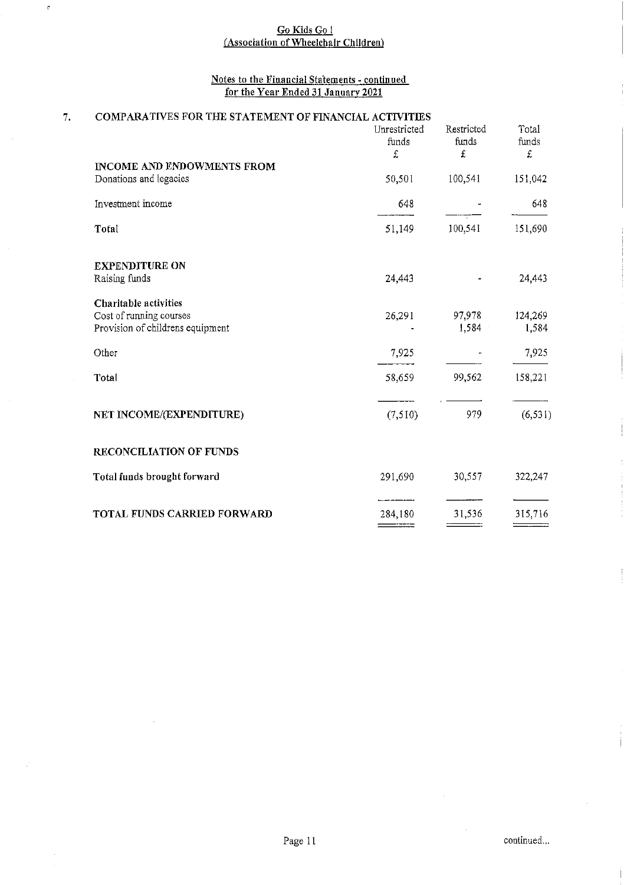Go Kids Go !
(Association of Wheelchair Children)

Notes to the Financial Statements - continued
for the Year Ended 31 January 2021

## 7. COMPARATIVES FOR THE STATEMENT OF FINANCIAL ACTIVITIES

| | Unrestricted funds £ | Restricted funds £ | Total funds £ |
|---|---|---|---|
| **INCOME AND ENDOWMENTS FROM** | | | |
| Donations and legacies | 50,501 | 100,541 | 151,042 |
| Investment income | 648 | - | 648 |
| **Total** | 51,149 | 100,541 | 151,690 |
| **EXPENDITURE ON** | | | |
| Raising funds | 24,443 | - | 24,443 |
| **Charitable activities** | | | |
| Cost of running courses | 26,291 | 97,978 | 124,269 |
| Provision of childrens equipment | - | 1,584 | 1,584 |
| Other | 7,925 | - | 7,925 |
| **Total** | 58,659 | 99,562 | 158,221 |
| **NET INCOME/(EXPENDITURE)** | (7,510) | 979 | (6,531) |
| **RECONCILIATION OF FUNDS** | | | |
| **Total funds brought forward** | 291,690 | 30,557 | 322,247 |
| **TOTAL FUNDS CARRIED FORWARD** | 284,180 | 31,536 | 315,716 |

continued...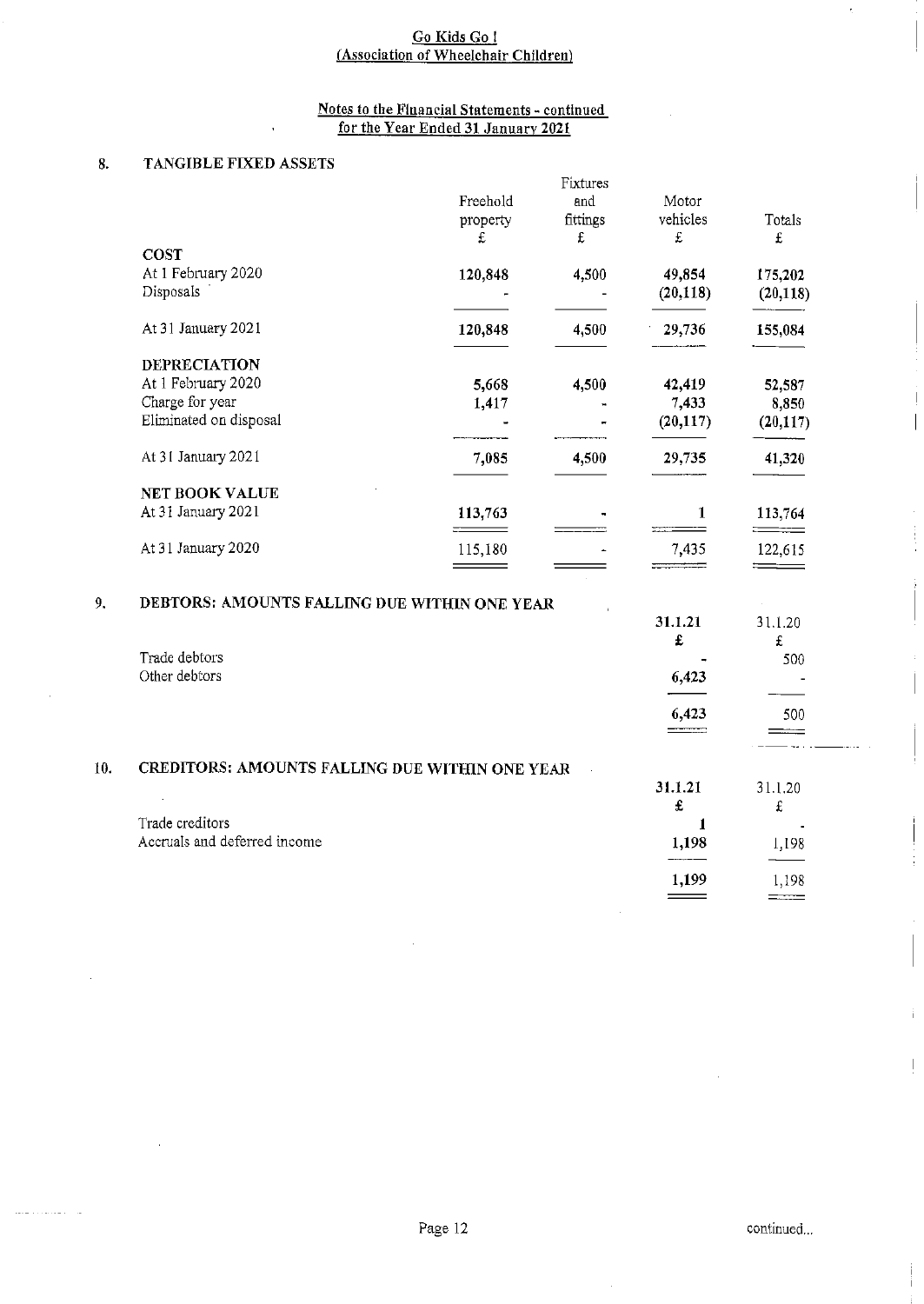# Go Kids Go !
## (Association of Wheelchair Children)

### Notes to the Financial Statements - continued
### for the Year Ended 31 January 2021

## 8. TANGIBLE FIXED ASSETS

| | Freehold property £ | Fixtures and fittings £ | Motor vehicles £ | Totals £ |
|---|---|---|---|---|
| **COST** | | | | |
| At 1 February 2020 | 120,848 | 4,500 | 49,854 | 175,202 |
| Disposals | - | - | (20,118) | (20,118) |
| At 31 January 2021 | 120,848 | 4,500 | 29,736 | 155,084 |
| **DEPRECIATION** | | | | |
| At 1 February 2020 | 5,668 | 4,500 | 42,419 | 52,587 |
| Charge for year | 1,417 | - | 7,433 | 8,850 |
| Eliminated on disposal | - | - | (20,117) | (20,117) |
| At 31 January 2021 | 7,085 | 4,500 | 29,735 | 41,320 |
| **NET BOOK VALUE** | | | | |
| At 31 January 2021 | 113,763 | - | 1 | 113,764 |
| At 31 January 2020 | 115,180 | - | 7,435 | 122,615 |

## 9. DEBTORS: AMOUNTS FALLING DUE WITHIN ONE YEAR

| | 31.1.21 £ | 31.1.20 £ |
|---|---|---|
| Trade debtors | - | 500 |
| Other debtors | 6,423 | - |
| | 6,423 | 500 |

## 10. CREDITORS: AMOUNTS FALLING DUE WITHIN ONE YEAR

| | 31.1.21 £ | 31.1.20 £ |
|---|---|---|
| Trade creditors | 1 | - |
| Accruals and deferred income | 1,198 | 1,198 |
| | 1,199 | 1,198 |

continued...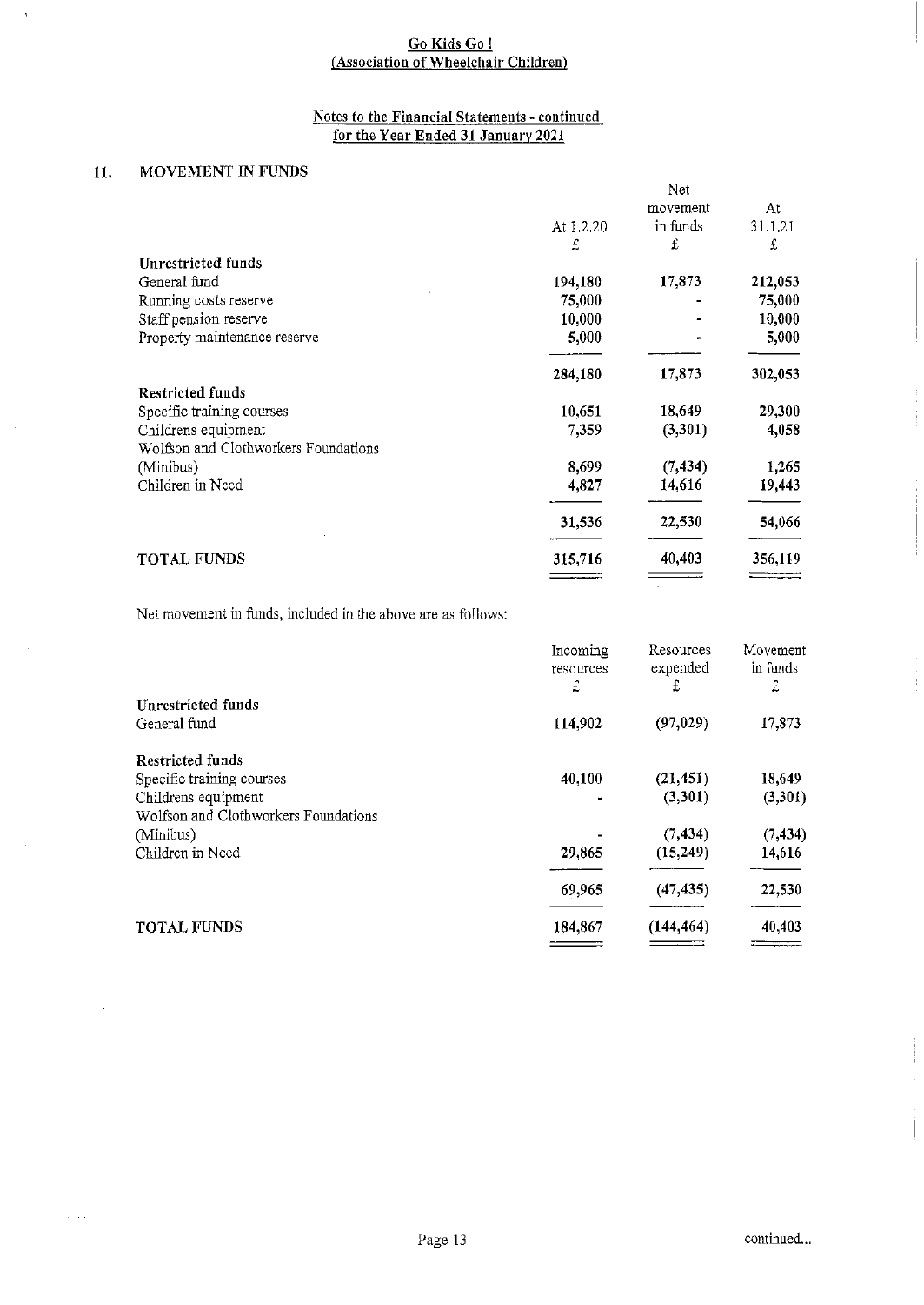# Go Kids Go ! (Association of Wheelchair Children)

## Notes to the Financial Statements - continued for the Year Ended 31 January 2021

### 11. MOVEMENT IN FUNDS

| | At 1.2.20 | Net movement in funds | At 31.1.21 |
|---|---|---|---|
| | £ | £ | £ |
| **Unrestricted funds** | | | |
| General fund | 194,180 | 17,873 | 212,053 |
| Running costs reserve | 75,000 | - | 75,000 |
| Staff pension reserve | 10,000 | - | 10,000 |
| Property maintenance reserve | 5,000 | - | 5,000 |
| | 284,180 | 17,873 | 302,053 |
| **Restricted funds** | | | |
| Specific training courses | 10,651 | 18,649 | 29,300 |
| Childrens equipment | 7,359 | (3,301) | 4,058 |
| Wolfson and Clothworkers Foundations (Minibus) | 8,699 | (7,434) | 1,265 |
| Children in Need | 4,827 | 14,616 | 19,443 |
| | 31,536 | 22,530 | 54,066 |
| **TOTAL FUNDS** | 315,716 | 40,403 | 356,119 |

Net movement in funds, included in the above are as follows:

| | Incoming resources | Resources expended | Movement in funds |
|---|---|---|---|
| | £ | £ | £ |
| **Unrestricted funds** | | | |
| General fund | 114,902 | (97,029) | 17,873 |
| **Restricted funds** | | | |
| Specific training courses | 40,100 | (21,451) | 18,649 |
| Childrens equipment | - | (3,301) | (3,301) |
| Wolfson and Clothworkers Foundations (Minibus) | - | (7,434) | (7,434) |
| Children in Need | 29,865 | (15,249) | 14,616 |
| | 69,965 | (47,435) | 22,530 |
| **TOTAL FUNDS** | 184,867 | (144,464) | 40,403 |

continued...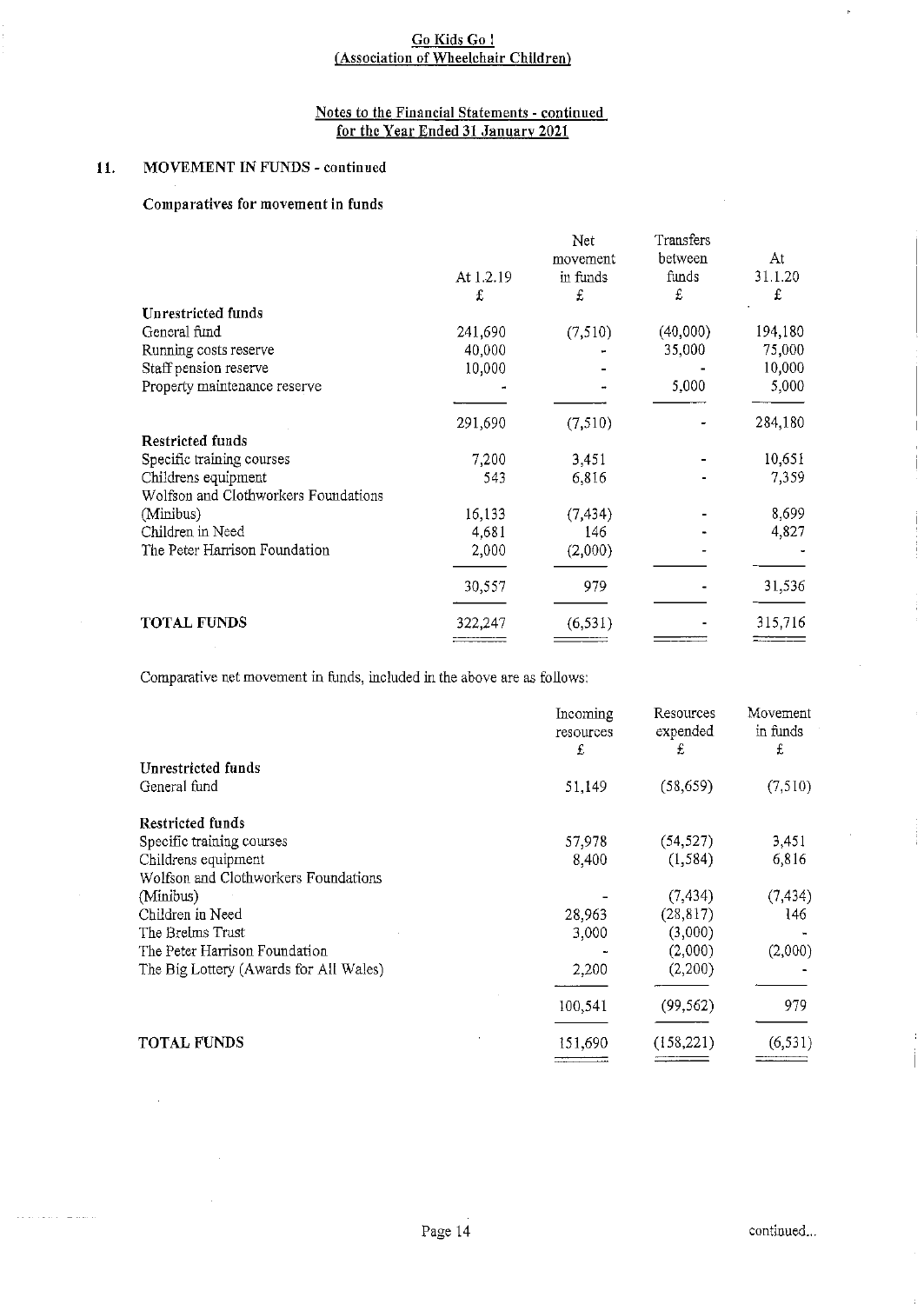Go Kids Go !
(Association of Wheelchair Children)

Notes to the Financial Statements - continued
for the Year Ended 31 January 2021

## 11. MOVEMENT IN FUNDS - continued

### Comparatives for movement in funds

| | At 1.2.19 £ | Net movement in funds £ | Transfers between funds £ | At 31.1.20 £ |
|---|---|---|---|---|
| **Unrestricted funds** | | | | |
| General fund | 241,690 | (7,510) | (40,000) | 194,180 |
| Running costs reserve | 40,000 | - | 35,000 | 75,000 |
| Staff pension reserve | 10,000 | - | - | 10,000 |
| Property maintenance reserve | - | - | 5,000 | 5,000 |
| | 291,690 | (7,510) | - | 284,180 |
| **Restricted funds** | | | | |
| Specific training courses | 7,200 | 3,451 | - | 10,651 |
| Childrens equipment | 543 | 6,816 | - | 7,359 |
| Wolfson and Clothworkers Foundations (Minibus) | 16,133 | (7,434) | - | 8,699 |
| Children in Need | 4,681 | 146 | - | 4,827 |
| The Peter Harrison Foundation | 2,000 | (2,000) | - | - |
| | 30,557 | 979 | - | 31,536 |
| **TOTAL FUNDS** | 322,247 | (6,531) | - | 315,716 |

Comparative net movement in funds, included in the above are as follows:

| | Incoming resources £ | Resources expended £ | Movement in funds £ |
|---|---|---|---|
| **Unrestricted funds** | | | |
| General fund | 51,149 | (58,659) | (7,510) |
| **Restricted funds** | | | |
| Specific training courses | 57,978 | (54,527) | 3,451 |
| Childrens equipment | 8,400 | (1,584) | 6,816 |
| Wolfson and Clothworkers Foundations (Minibus) | - | (7,434) | (7,434) |
| Children in Need | 28,963 | (28,817) | 146 |
| The Brelms Trust | 3,000 | (3,000) | - |
| The Peter Harrison Foundation | - | (2,000) | (2,000) |
| The Big Lottery (Awards for All Wales) | 2,200 | (2,200) | - |
| | 100,541 | (99,562) | 979 |
| **TOTAL FUNDS** | 151,690 | (158,221) | (6,531) |

continued...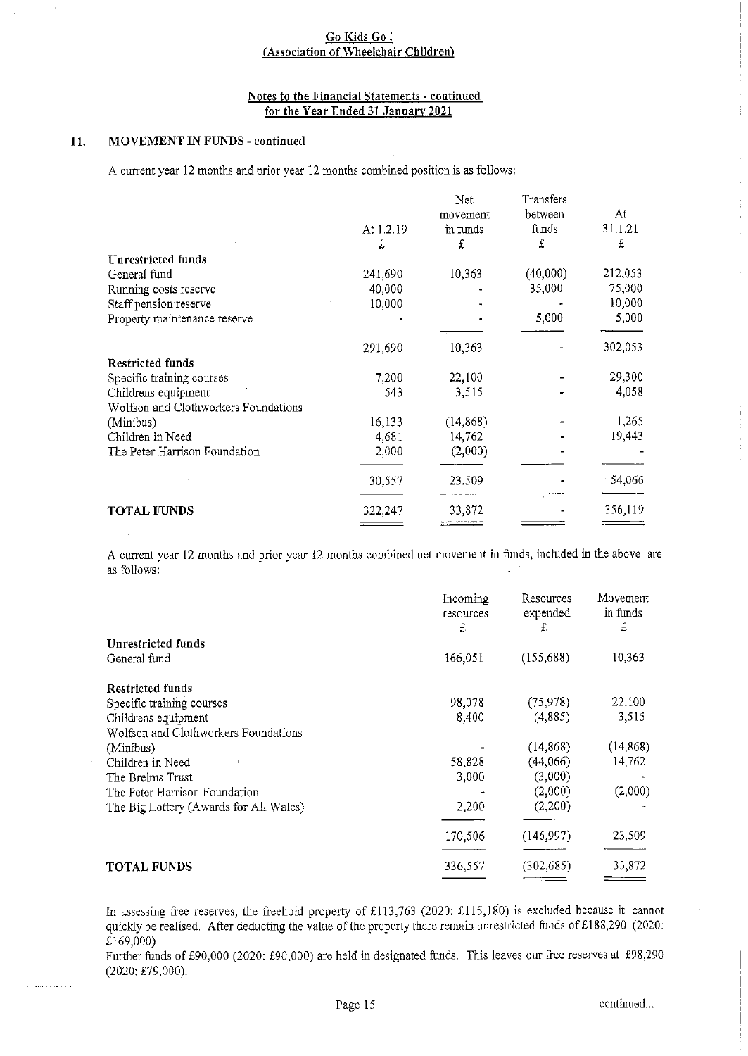# Go Kids Go !
## (Association of Wheelchair Children)

### Notes to the Financial Statements - continued for the Year Ended 31 January 2021

## 11. MOVEMENT IN FUNDS - continued

A current year 12 months and prior year 12 months combined position is as follows:

| | At 1.2.19 £ | Net movement in funds £ | Transfers between funds £ | At 31.1.21 £ |
|---|---|---|---|---|
| **Unrestricted funds** | | | | |
| General fund | 241,690 | 10,363 | (40,000) | 212,053 |
| Running costs reserve | 40,000 | - | 35,000 | 75,000 |
| Staff pension reserve | 10,000 | - | - | 10,000 |
| Property maintenance reserve | - | - | 5,000 | 5,000 |
| | 291,690 | 10,363 | - | 302,053 |
| **Restricted funds** | | | | |
| Specific training courses | 7,200 | 22,100 | - | 29,300 |
| Childrens equipment | 543 | 3,515 | - | 4,058 |
| Wolfson and Clothworkers Foundations (Minibus) | 16,133 | (14,868) | - | 1,265 |
| Children in Need | 4,681 | 14,762 | - | 19,443 |
| The Peter Harrison Foundation | 2,000 | (2,000) | - | - |
| | 30,557 | 23,509 | - | 54,066 |
| **TOTAL FUNDS** | 322,247 | 33,872 | - | 356,119 |

A current year 12 months and prior year 12 months combined net movement in funds, included in the above are as follows:

| | Incoming resources £ | Resources expended £ | Movement in funds £ |
|---|---|---|---|
| **Unrestricted funds** | | | |
| General fund | 166,051 | (155,688) | 10,363 |
| **Restricted funds** | | | |
| Specific training courses | 98,078 | (75,978) | 22,100 |
| Childrens equipment | 8,400 | (4,885) | 3,515 |
| Wolfson and Clothworkers Foundations (Minibus) | - | (14,868) | (14,868) |
| Children in Need | 58,828 | (44,066) | 14,762 |
| The Brelms Trust | 3,000 | (3,000) | - |
| The Peter Harrison Foundation | - | (2,000) | (2,000) |
| The Big Lottery (Awards for All Wales) | 2,200 | (2,200) | - |
| | 170,506 | (146,997) | 23,509 |
| **TOTAL FUNDS** | 336,557 | (302,685) | 33,872 |

In assessing free reserves, the freehold property of £113,763 (2020: £115,180) is excluded because it cannot quickly be realised. After deducting the value of the property there remain unrestricted funds of £188,290 (2020: £169,000)

Further funds of £90,000 (2020: £90,000) are held in designated funds. This leaves our free reserves at £98,290 (2020: £79,000).

continued...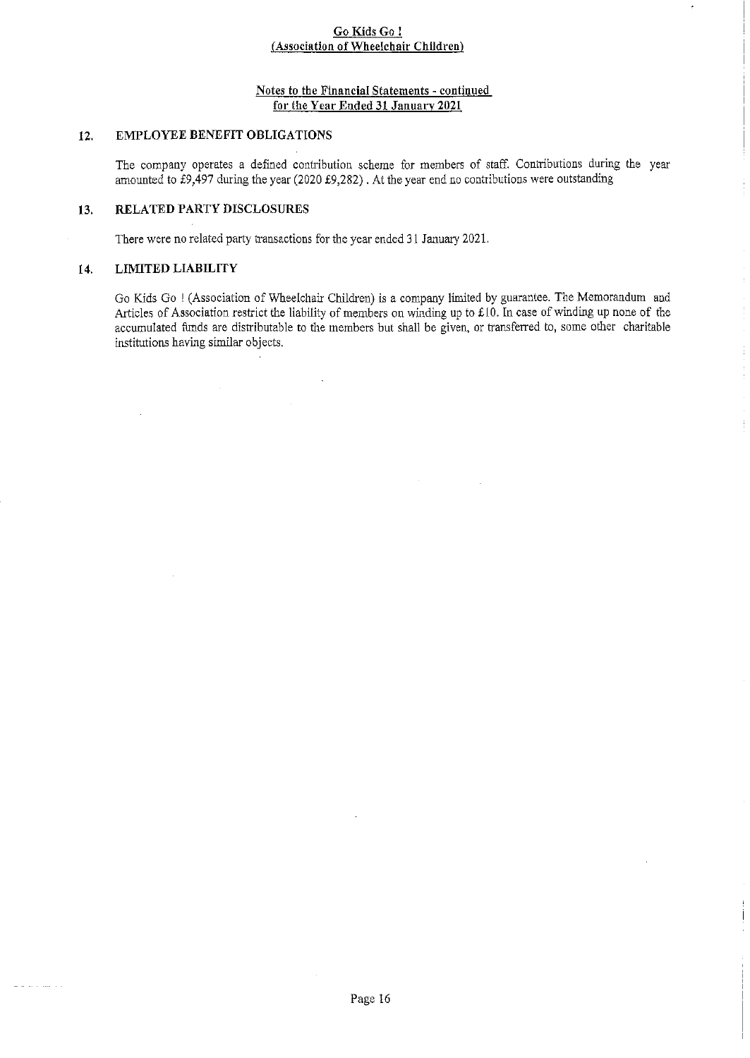## Go Kids Go !
## (Association of Wheelchair Children)

### Notes to the Financial Statements - continued
### for the Year Ended 31 January 2021

### 12. EMPLOYEE BENEFIT OBLIGATIONS

The company operates a defined contribution scheme for members of staff. Contributions during the year amounted to £9,497 during the year (2020 £9,282) . At the year end no contributions were outstanding

### 13. RELATED PARTY DISCLOSURES

There were no related party transactions for the year ended 31 January 2021.

### 14. LIMITED LIABILITY

Go Kids Go ! (Association of Wheelchair Children) is a company limited by guarantee. The Memorandum and Articles of Association restrict the liability of members on winding up to £10. In case of winding up none of the accumulated funds are distributable to the members but shall be given, or transferred to, some other charitable institutions having similar objects.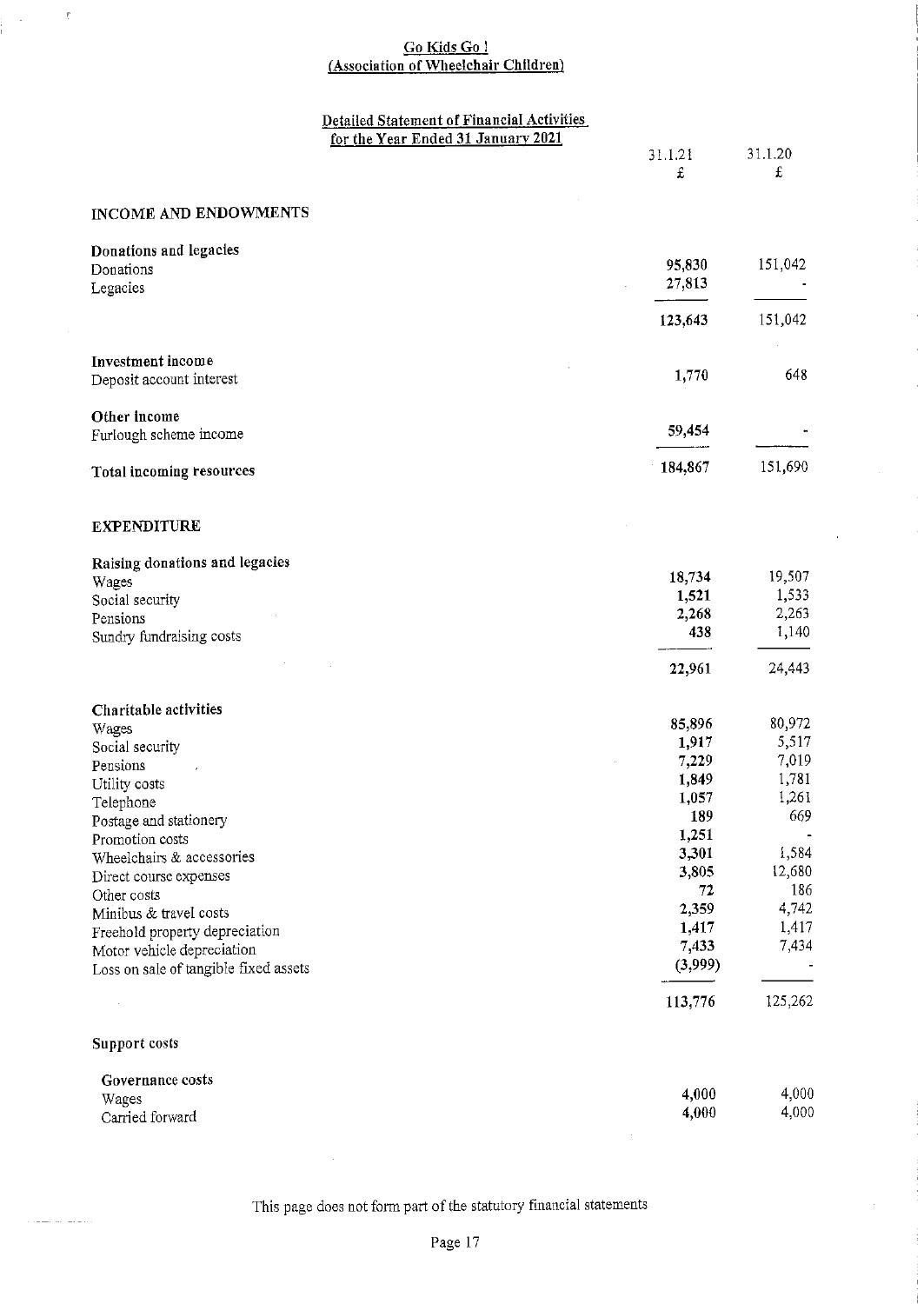**Go Kids Go !**
**(Association of Wheelchair Children)**

## Detailed Statement of Financial Activities for the Year Ended 31 January 2021

| | 31.1.21 £ | 31.1.20 £ |
|---|---|---|
| **INCOME AND ENDOWMENTS** | | |
| **Donations and legacies** | | |
| Donations | 95,830 | 151,042 |
| Legacies | 27,813 | - |
| | 123,643 | 151,042 |
| **Investment income** | | |
| Deposit account interest | 1,770 | 648 |
| **Other income** | | |
| Furlough scheme income | 59,454 | - |
| **Total incoming resources** | 184,867 | 151,690 |
| **EXPENDITURE** | | |
| **Raising donations and legacies** | | |
| Wages | 18,734 | 19,507 |
| Social security | 1,521 | 1,533 |
| Pensions | 2,268 | 2,263 |
| Sundry fundraising costs | 438 | 1,140 |
| | 22,961 | 24,443 |
| **Charitable activities** | | |
| Wages | 85,896 | 80,972 |
| Social security | 1,917 | 5,517 |
| Pensions | 7,229 | 7,019 |
| Utility costs | 1,849 | 1,781 |
| Telephone | 1,057 | 1,261 |
| Postage and stationery | 189 | 669 |
| Promotion costs | 1,251 | - |
| Wheelchairs & accessories | 3,301 | 1,584 |
| Direct course expenses | 3,805 | 12,680 |
| Other costs | 72 | 186 |
| Minibus & travel costs | 2,359 | 4,742 |
| Freehold property depreciation | 1,417 | 1,417 |
| Motor vehicle depreciation | 7,433 | 7,434 |
| Loss on sale of tangible fixed assets | (3,999) | - |
| | 113,776 | 125,262 |
| **Support costs** | | |
| **Governance costs** | | |
| Wages | 4,000 | 4,000 |
| Carried forward | 4,000 | 4,000 |

This page does not form part of the statutory financial statements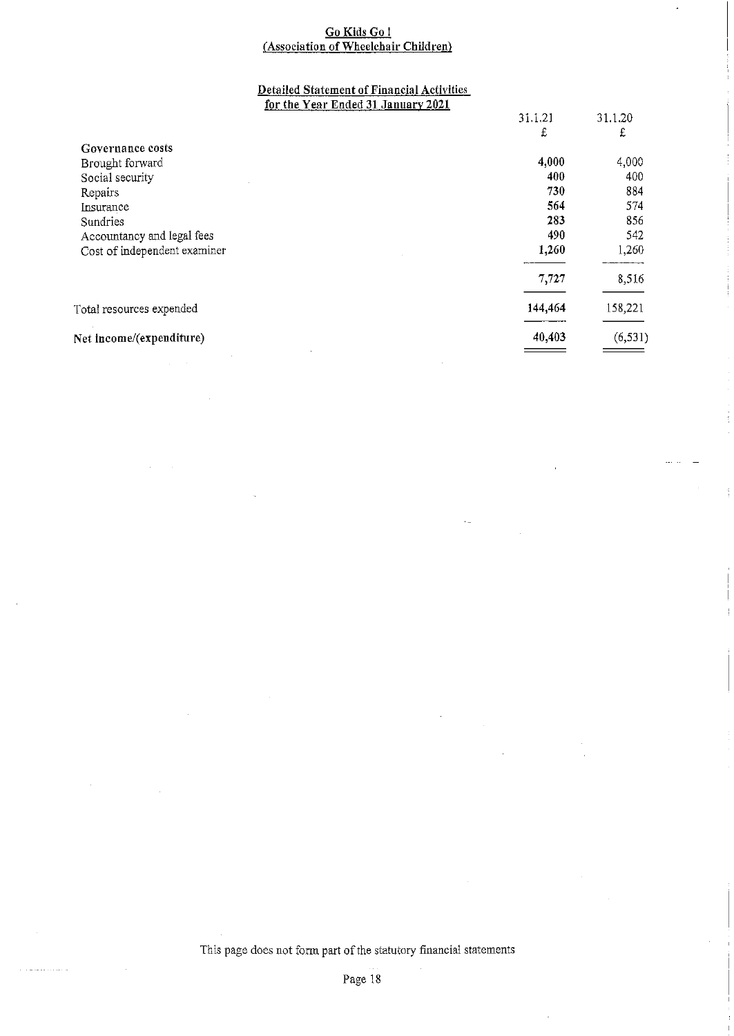**Go Kids Go !**
**(Association of Wheelchair Children)**

## Detailed Statement of Financial Activities for the Year Ended 31 January 2021

| | 31.1.21 £ | 31.1.20 £ |
|---|---|---|
| **Governance costs** | | |
| Brought forward | **4,000** | 4,000 |
| Social security | **400** | 400 |
| Repairs | **730** | 884 |
| Insurance | **564** | 574 |
| Sundries | **283** | 856 |
| Accountancy and legal fees | **490** | 542 |
| Cost of independent examiner | **1,260** | 1,260 |
| | **7,727** | 8,516 |
| Total resources expended | **144,464** | 158,221 |
| **Net income/(expenditure)** | **40,403** | (6,531) |

This page does not form part of the statutory financial statements